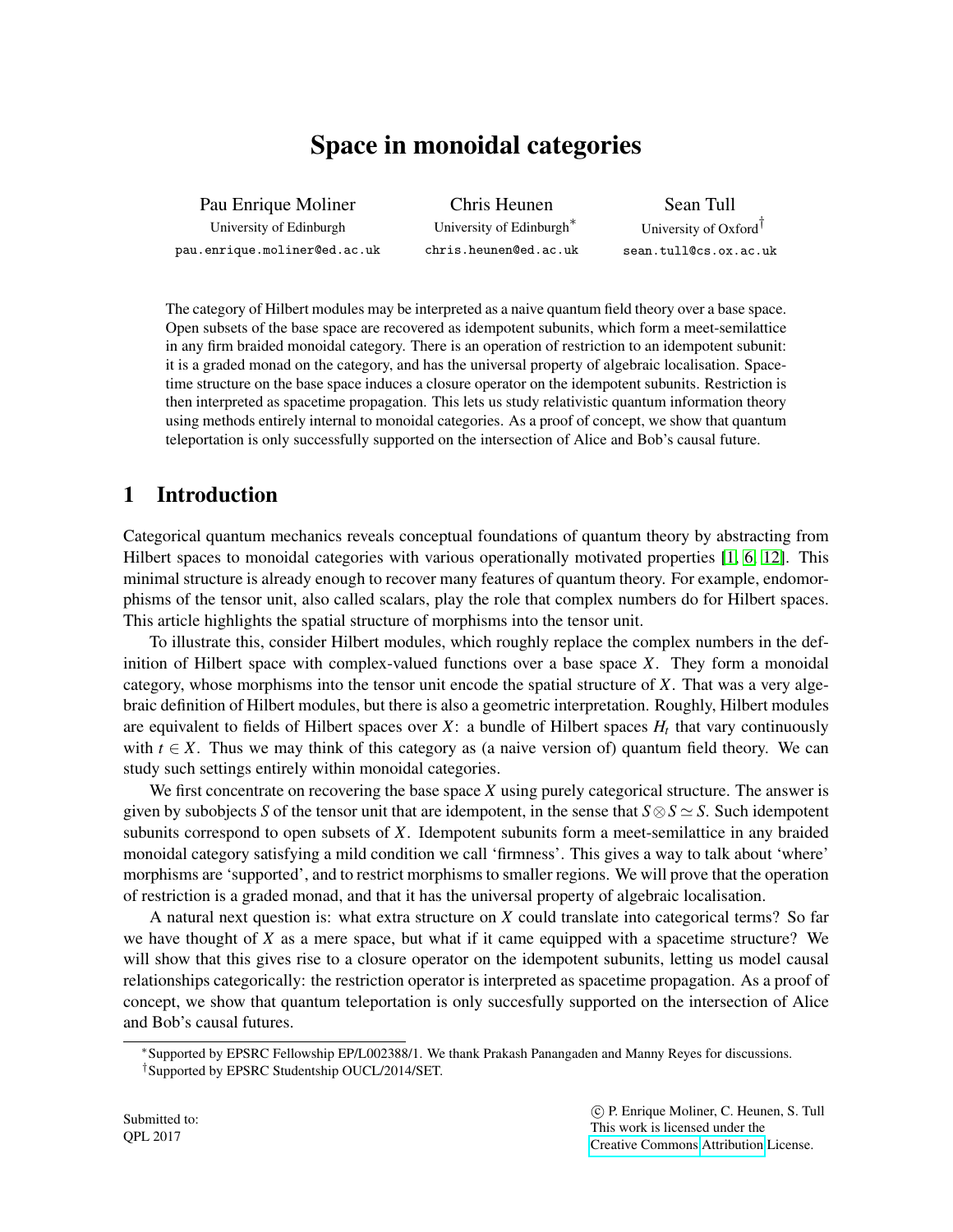# Space in monoidal categories

Pau Enrique Moliner
University of Edinburgh
pau.enrique.moliner@ed.ac.uk

Chris Heunen
University of Edinburgh*
chris.heunen@ed.ac.uk

Sean Tull
University of Oxford†
sean.tull@cs.ox.ac.uk

The category of Hilbert modules may be interpreted as a naive quantum field theory over a base space. Open subsets of the base space are recovered as idempotent subunits, which form a meet-semilattice in any firm braided monoidal category. There is an operation of restriction to an idempotent subunit: it is a graded monad on the category, and has the universal property of algebraic localisation. Spacetime structure on the base space induces a closure operator on the idempotent subunits. Restriction is then interpreted as spacetime propagation. This lets us study relativistic quantum information theory using methods entirely internal to monoidal categories. As a proof of concept, we show that quantum teleportation is only successfully supported on the intersection of Alice and Bob's causal future.

## 1 Introduction

Categorical quantum mechanics reveals conceptual foundations of quantum theory by abstracting from Hilbert spaces to monoidal categories with various operationally motivated properties [1, 6, 12]. This minimal structure is already enough to recover many features of quantum theory. For example, endomorphisms of the tensor unit, also called scalars, play the role that complex numbers do for Hilbert spaces. This article highlights the spatial structure of morphisms into the tensor unit.

To illustrate this, consider Hilbert modules, which roughly replace the complex numbers in the definition of Hilbert space with complex-valued functions over a base space $X$. They form a monoidal category, whose morphisms into the tensor unit encode the spatial structure of $X$. That was a very algebraic definition of Hilbert modules, but there is also a geometric interpretation. Roughly, Hilbert modules are equivalent to fields of Hilbert spaces over $X$: a bundle of Hilbert spaces $H_t$ that vary continuously with $t \in X$. Thus we may think of this category as (a naive version of) quantum field theory. We can study such settings entirely within monoidal categories.

We first concentrate on recovering the base space $X$ using purely categorical structure. The answer is given by subobjects $S$ of the tensor unit that are idempotent, in the sense that $S \otimes S \simeq S$. Such idempotent subunits correspond to open subsets of $X$. Idempotent subunits form a meet-semilattice in any braided monoidal category satisfying a mild condition we call 'firmness'. This gives a way to talk about 'where' morphisms are 'supported', and to restrict morphisms to smaller regions. We will prove that the operation of restriction is a graded monad, and that it has the universal property of algebraic localisation.

A natural next question is: what extra structure on $X$ could translate into categorical terms? So far we have thought of $X$ as a mere space, but what if it came equipped with a spacetime structure? We will show that this gives rise to a closure operator on the idempotent subunits, letting us model causal relationships categorically: the restriction operator is interpreted as spacetime propagation. As a proof of concept, we show that quantum teleportation is only succesfully supported on the intersection of Alice and Bob's causal futures.

*Supported by EPSRC Fellowship EP/L002388/1. We thank Prakash Panangaden and Manny Reyes for discussions.
†Supported by EPSRC Studentship OUCL/2014/SET.

Submitted to:
QPL 2017

© P. Enrique Moliner, C. Heunen, S. Tull
This work is licensed under the
Creative Commons Attribution License.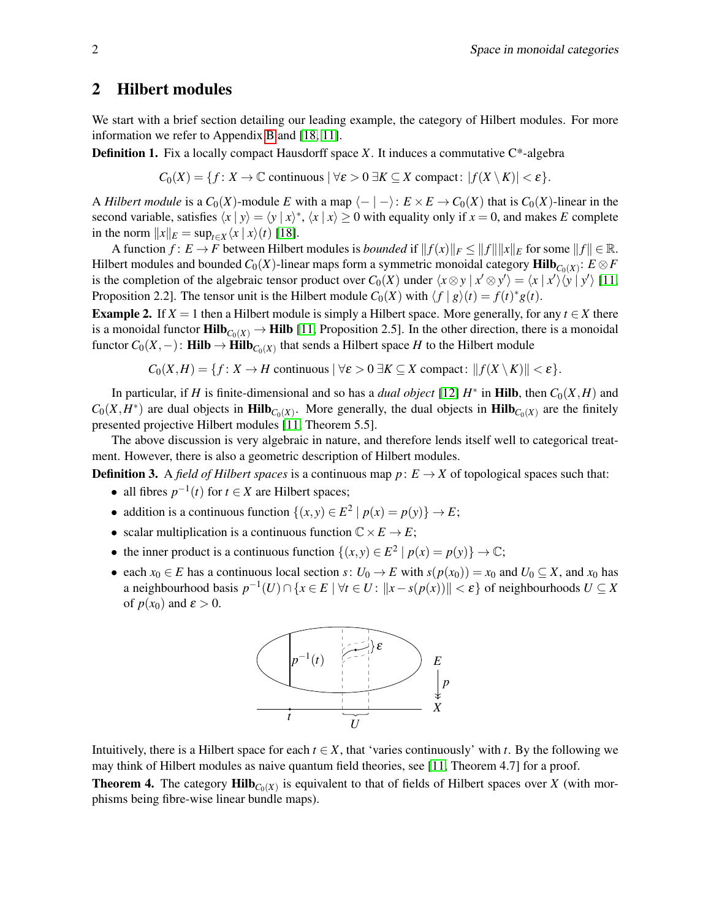## 2 Hilbert modules

We start with a brief section detailing our leading example, the category of Hilbert modules. For more information we refer to Appendix B and [18, 11].

**Definition 1.** Fix a locally compact Hausdorff space $X$. It induces a commutative C*-algebra

$$C_0(X) = \{f : X \to \mathbb{C} \text{ continuous} \mid \forall \varepsilon > 0\ \exists K \subseteq X \text{ compact} : |f(X \setminus K)| < \varepsilon\}.$$

A *Hilbert module* is a $C_0(X)$-module $E$ with a map $\langle - \mid - \rangle : E \times E \to C_0(X)$ that is $C_0(X)$-linear in the second variable, satisfies $\langle x \mid y \rangle = \langle y \mid x \rangle^*$, $\langle x \mid x \rangle \geq 0$ with equality only if $x = 0$, and makes $E$ complete in the norm $\|x\|_E = \sup_{t \in X} \langle x \mid x \rangle(t)$ [18].

A function $f : E \to F$ between Hilbert modules is *bounded* if $\|f(x)\|_F \leq \|f\| \|x\|_E$ for some $\|f\| \in \mathbb{R}$. Hilbert modules and bounded $C_0(X)$-linear maps form a symmetric monoidal category $\mathbf{Hilb}_{C_0(X)}$: $E \otimes F$ is the completion of the algebraic tensor product over $C_0(X)$ under $\langle x \otimes y \mid x' \otimes y' \rangle = \langle x \mid x' \rangle \langle y \mid y' \rangle$ [11, Proposition 2.2]. The tensor unit is the Hilbert module $C_0(X)$ with $\langle f \mid g \rangle(t) = f(t)^* g(t)$.

**Example 2.** If $X = 1$ then a Hilbert module is simply a Hilbert space. More generally, for any $t \in X$ there is a monoidal functor $\mathbf{Hilb}_{C_0(X)} \to \mathbf{Hilb}$ [11, Proposition 2.5]. In the other direction, there is a monoidal functor $C_0(X, -) : \mathbf{Hilb} \to \mathbf{Hilb}_{C_0(X)}$ that sends a Hilbert space $H$ to the Hilbert module

$$C_0(X, H) = \{f : X \to H \text{ continuous} \mid \forall \varepsilon > 0\ \exists K \subseteq X \text{ compact} : \|f(X \setminus K)\| < \varepsilon\}.$$

In particular, if $H$ is finite-dimensional and so has a *dual object* [12] $H^*$ in $\mathbf{Hilb}$, then $C_0(X, H)$ and $C_0(X, H^*)$ are dual objects in $\mathbf{Hilb}_{C_0(X)}$. More generally, the dual objects in $\mathbf{Hilb}_{C_0(X)}$ are the finitely presented projective Hilbert modules [11, Theorem 5.5].

The above discussion is very algebraic in nature, and therefore lends itself well to categorical treatment. However, there is also a geometric description of Hilbert modules.

**Definition 3.** A *field of Hilbert spaces* is a continuous map $p : E \to X$ of topological spaces such that:

- all fibres $p^{-1}(t)$ for $t \in X$ are Hilbert spaces;
- addition is a continuous function $\{(x, y) \in E^2 \mid p(x) = p(y)\} \to E$;
- scalar multiplication is a continuous function $\mathbb{C} \times E \to E$;
- the inner product is a continuous function $\{(x, y) \in E^2 \mid p(x) = p(y)\} \to \mathbb{C}$;
- each $x_0 \in E$ has a continuous local section $s : U_0 \to E$ with $s(p(x_0)) = x_0$ and $U_0 \subseteq X$, and $x_0$ has a neighbourhood basis $p^{-1}(U) \cap \{x \in E \mid \forall t \in U : \|x - s(p(x))\| < \varepsilon\}$ of neighbourhoods $U \subseteq X$ of $p(x_0)$ and $\varepsilon > 0$.

Intuitively, there is a Hilbert space for each $t \in X$, that 'varies continuously' with $t$. By the following we may think of Hilbert modules as naive quantum field theories, see [11, Theorem 4.7] for a proof.

**Theorem 4.** The category $\mathbf{Hilb}_{C_0(X)}$ is equivalent to that of fields of Hilbert spaces over $X$ (with morphisms being fibre-wise linear bundle maps).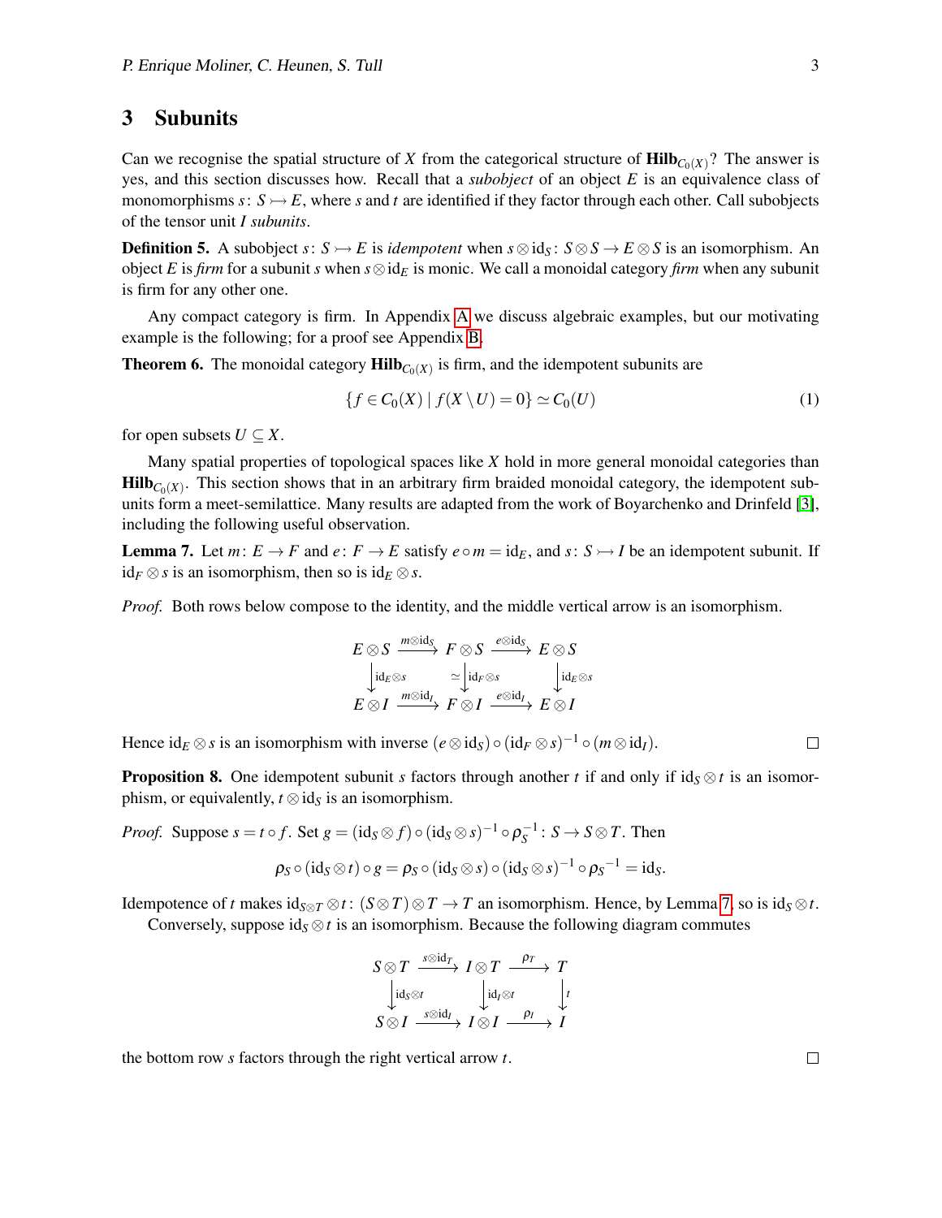## 3 Subunits

Can we recognise the spatial structure of $X$ from the categorical structure of $\mathbf{Hilb}_{C_0(X)}$? The answer is yes, and this section discusses how. Recall that a *subobject* of an object $E$ is an equivalence class of monomorphisms $s\colon S \rightarrowtail E$, where $s$ and $t$ are identified if they factor through each other. Call subobjects of the tensor unit $I$ *subunits*.

**Definition 5.** A subobject $s\colon S \rightarrowtail E$ is *idempotent* when $s \otimes \mathrm{id}_S \colon S \otimes S \to E \otimes S$ is an isomorphism. An object $E$ is *firm* for a subunit $s$ when $s \otimes \mathrm{id}_E$ is monic. We call a monoidal category *firm* when any subunit is firm for any other one.

Any compact category is firm. In Appendix A we discuss algebraic examples, but our motivating example is the following; for a proof see Appendix B.

**Theorem 6.** The monoidal category $\mathbf{Hilb}_{C_0(X)}$ is firm, and the idempotent subunits are

$$\{f \in C_0(X) \mid f(X \setminus U) = 0\} \simeq C_0(U) \tag{1}$$

for open subsets $U \subseteq X$.

Many spatial properties of topological spaces like $X$ hold in more general monoidal categories than $\mathbf{Hilb}_{C_0(X)}$. This section shows that in an arbitrary firm braided monoidal category, the idempotent subunits form a meet-semilattice. Many results are adapted from the work of Boyarchenko and Drinfeld [3], including the following useful observation.

**Lemma 7.** Let $m\colon E \to F$ and $e\colon F \to E$ satisfy $e \circ m = \mathrm{id}_E$, and $s\colon S \rightarrowtail I$ be an idempotent subunit. If $\mathrm{id}_F \otimes s$ is an isomorphism, then so is $\mathrm{id}_E \otimes s$.

*Proof.* Both rows below compose to the identity, and the middle vertical arrow is an isomorphism.

$$\begin{array}{ccccc}
E \otimes S & \xrightarrow{m \otimes \mathrm{id}_S} & F \otimes S & \xrightarrow{e \otimes \mathrm{id}_S} & E \otimes S \\
\downarrow{\scriptstyle \mathrm{id}_E \otimes s} & & \simeq \downarrow{\scriptstyle \mathrm{id}_F \otimes s} & & \downarrow{\scriptstyle \mathrm{id}_E \otimes s} \\
E \otimes I & \xrightarrow{m \otimes \mathrm{id}_I} & F \otimes I & \xrightarrow{e \otimes \mathrm{id}_I} & E \otimes I
\end{array}$$

Hence $\mathrm{id}_E \otimes s$ is an isomorphism with inverse $(e \otimes \mathrm{id}_S) \circ (\mathrm{id}_F \otimes s)^{-1} \circ (m \otimes \mathrm{id}_I)$. $\square$

**Proposition 8.** One idempotent subunit $s$ factors through another $t$ if and only if $\mathrm{id}_S \otimes t$ is an isomorphism, or equivalently, $t \otimes \mathrm{id}_S$ is an isomorphism.

*Proof.* Suppose $s = t \circ f$. Set $g = (\mathrm{id}_S \otimes f) \circ (\mathrm{id}_S \otimes s)^{-1} \circ \rho_S^{-1} \colon S \to S \otimes T$. Then

$$\rho_S \circ (\mathrm{id}_S \otimes t) \circ g = \rho_S \circ (\mathrm{id}_S \otimes s) \circ (\mathrm{id}_S \otimes s)^{-1} \circ \rho_S{}^{-1} = \mathrm{id}_S.$$

Idempotence of $t$ makes $\mathrm{id}_{S \otimes T} \otimes t \colon (S \otimes T) \otimes T \to T$ an isomorphism. Hence, by Lemma 7, so is $\mathrm{id}_S \otimes t$.

Conversely, suppose $\mathrm{id}_S \otimes t$ is an isomorphism. Because the following diagram commutes

$$\begin{array}{ccccc}
S \otimes T & \xrightarrow{s \otimes \mathrm{id}_T} & I \otimes T & \xrightarrow{\rho_T} & T \\
\downarrow{\scriptstyle \mathrm{id}_S \otimes t} & & \downarrow{\scriptstyle \mathrm{id}_I \otimes t} & & \downarrow{\scriptstyle t} \\
S \otimes I & \xrightarrow{s \otimes \mathrm{id}_I} & I \otimes I & \xrightarrow{\rho_I} & I
\end{array}$$

the bottom row $s$ factors through the right vertical arrow $t$. $\square$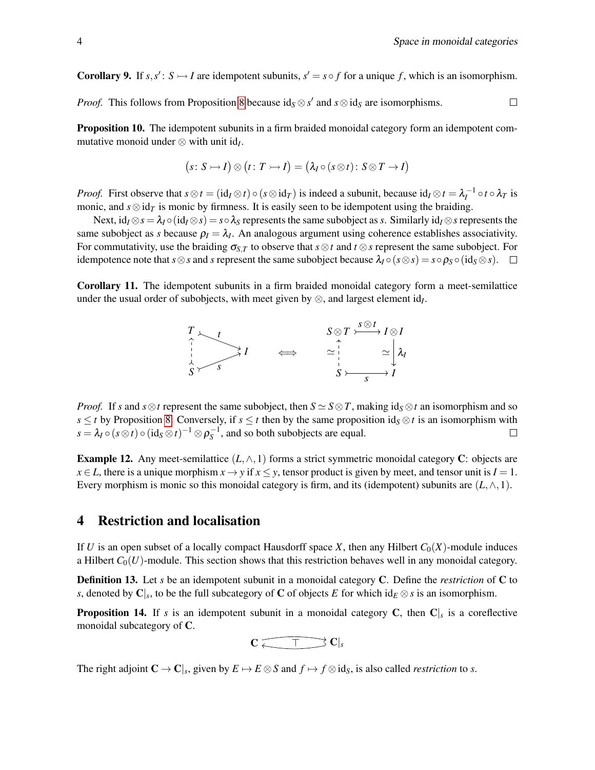**Corollary 9.** If $s, s' \colon S \rightarrowtail I$ are idempotent subunits, $s' = s \circ f$ for a unique $f$, which is an isomorphism.

*Proof.* This follows from Proposition 8 because $\mathrm{id}_S \otimes s'$ and $s \otimes \mathrm{id}_S$ are isomorphisms. $\square$

**Proposition 10.** The idempotent subunits in a firm braided monoidal category form an idempotent commutative monoid under $\otimes$ with unit $\mathrm{id}_I$.

$$\big(s \colon S \rightarrowtail I\big) \otimes \big(t \colon T \rightarrowtail I\big) = \big(\lambda_I \circ (s \otimes t) \colon S \otimes T \to I\big)$$

*Proof.* First observe that $s \otimes t = (\mathrm{id}_I \otimes t) \circ (s \otimes \mathrm{id}_T)$ is indeed a subunit, because $\mathrm{id}_I \otimes t = \lambda_I^{-1} \circ t \circ \lambda_T$ is monic, and $s \otimes \mathrm{id}_T$ is monic by firmness. It is easily seen to be idempotent using the braiding.

Next, $\mathrm{id}_I \otimes s = \lambda_I \circ (\mathrm{id}_I \otimes s) = s \circ \lambda_S$ represents the same subobject as $s$. Similarly $\mathrm{id}_I \otimes s$ represents the same subobject as $s$ because $\rho_I = \lambda_I$. An analogous argument using coherence establishes associativity. For commutativity, use the braiding $\sigma_{S,T}$ to observe that $s \otimes t$ and $t \otimes s$ represent the same subobject. For idempotence note that $s \otimes s$ and $s$ represent the same subobject because $\lambda_I \circ (s \otimes s) = s \circ \rho_S \circ (\mathrm{id}_S \otimes s)$. $\square$

**Corollary 11.** The idempotent subunits in a firm braided monoidal category form a meet-semilattice under the usual order of subobjects, with meet given by $\otimes$, and largest element $\mathrm{id}_I$.

$$\begin{array}{c} T \xrightarrow{\;t\;} I \\ \uparrow \\ S \xrightarrow{\;s\;} I \end{array} \quad \iff \quad \begin{array}{ccc} S \otimes T & \xrightarrow{\;s \otimes t\;} & I \otimes I \\ \simeq \uparrow & & \simeq \downarrow \lambda_I \\ S & \xrightarrow[\;s\;]{} & I \end{array}$$

*Proof.* If $s$ and $s \otimes t$ represent the same subobject, then $S \simeq S \otimes T$, making $\mathrm{id}_S \otimes t$ an isomorphism and so $s \leq t$ by Proposition 8. Conversely, if $s \leq t$ then by the same proposition $\mathrm{id}_S \otimes t$ is an isomorphism with $s = \lambda_I \circ (s \otimes t) \circ (\mathrm{id}_S \otimes t)^{-1} \otimes \rho_S^{-1}$, and so both subobjects are equal. $\square$

**Example 12.** Any meet-semilattice $(L, \wedge, 1)$ forms a strict symmetric monoidal category $\mathbf{C}$: objects are $x \in L$, there is a unique morphism $x \to y$ if $x \leq y$, tensor product is given by meet, and tensor unit is $I = 1$. Every morphism is monic so this monoidal category is firm, and its (idempotent) subunits are $(L, \wedge, 1)$.

## 4 Restriction and localisation

If $U$ is an open subset of a locally compact Hausdorff space $X$, then any Hilbert $C_0(X)$-module induces a Hilbert $C_0(U)$-module. This section shows that this restriction behaves well in any monoidal category.

**Definition 13.** Let $s$ be an idempotent subunit in a monoidal category $\mathbf{C}$. Define the *restriction* of $\mathbf{C}$ to $s$, denoted by $\mathbf{C}|_s$, to be the full subcategory of $\mathbf{C}$ of objects $E$ for which $\mathrm{id}_E \otimes s$ is an isomorphism.

**Proposition 14.** If $s$ is an idempotent subunit in a monoidal category $\mathbf{C}$, then $\mathbf{C}|_s$ is a coreflective monoidal subcategory of $\mathbf{C}$.

$$\mathbf{C} \underset{\longleftarrow}{\overset{\longrightarrow}{\top}} \mathbf{C}|_s$$

The right adjoint $\mathbf{C} \to \mathbf{C}|_s$, given by $E \mapsto E \otimes S$ and $f \mapsto f \otimes \mathrm{id}_S$, is also called *restriction* to $s$.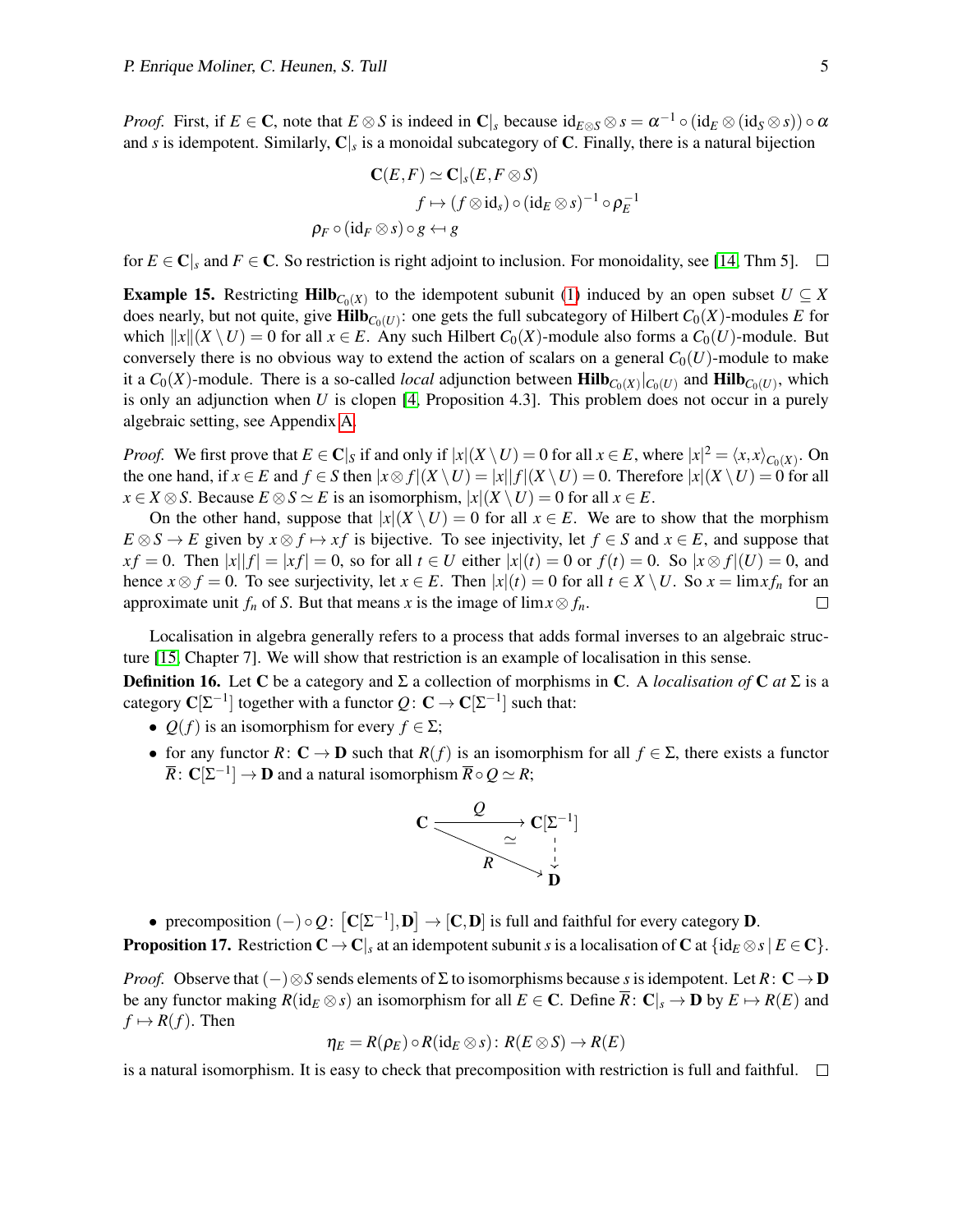*Proof.* First, if $E \in \mathbf{C}$, note that $E \otimes S$ is indeed in $\mathbf{C}|_s$ because $\mathrm{id}_{E\otimes S} \otimes s = \alpha^{-1} \circ (\mathrm{id}_E \otimes (\mathrm{id}_S \otimes s)) \circ \alpha$ and $s$ is idempotent. Similarly, $\mathbf{C}|_s$ is a monoidal subcategory of $\mathbf{C}$. Finally, there is a natural bijection

$$
\begin{aligned}
\mathbf{C}(E,F) &\simeq \mathbf{C}|_s(E, F\otimes S) \\
f &\mapsto (f \otimes \mathrm{id}_s) \circ (\mathrm{id}_E \otimes s)^{-1} \circ \rho_E^{-1} \\
\rho_F \circ (\mathrm{id}_F \otimes s) \circ g &\leftarrow\!\shortmid g
\end{aligned}
$$

for $E \in \mathbf{C}|_s$ and $F \in \mathbf{C}$. So restriction is right adjoint to inclusion. For monoidality, see [14, Thm 5]. $\square$

**Example 15.** Restricting $\mathbf{Hilb}_{C_0(X)}$ to the idempotent subunit (1) induced by an open subset $U \subseteq X$ does nearly, but not quite, give $\mathbf{Hilb}_{C_0(U)}$: one gets the full subcategory of Hilbert $C_0(X)$-modules $E$ for which $\|x\|(X \setminus U) = 0$ for all $x \in E$. Any such Hilbert $C_0(X)$-module also forms a $C_0(U)$-module. But conversely there is no obvious way to extend the action of scalars on a general $C_0(U)$-module to make it a $C_0(X)$-module. There is a so-called *local* adjunction between $\mathbf{Hilb}_{C_0(X)}|_{C_0(U)}$ and $\mathbf{Hilb}_{C_0(U)}$, which is only an adjunction when $U$ is clopen [4, Proposition 4.3]. This problem does not occur in a purely algebraic setting, see Appendix A.

*Proof.* We first prove that $E \in \mathbf{C}|_S$ if and only if $|x|(X \setminus U) = 0$ for all $x \in E$, where $|x|^2 = \langle x, x\rangle_{C_0(X)}$. On the one hand, if $x \in E$ and $f \in S$ then $|x \otimes f|(X \setminus U) = |x||f|(X \setminus U) = 0$. Therefore $|x|(X \setminus U) = 0$ for all $x \in X \otimes S$. Because $E \otimes S \simeq E$ is an isomorphism, $|x|(X \setminus U) = 0$ for all $x \in E$.

On the other hand, suppose that $|x|(X \setminus U) = 0$ for all $x \in E$. We are to show that the morphism $E \otimes S \to E$ given by $x \otimes f \mapsto xf$ is bijective. To see injectivity, let $f \in S$ and $x \in E$, and suppose that $xf = 0$. Then $|x||f| = |xf| = 0$, so for all $t \in U$ either $|x|(t) = 0$ or $f(t) = 0$. So $|x \otimes f|(U) = 0$, and hence $x \otimes f = 0$. To see surjectivity, let $x \in E$. Then $|x|(t) = 0$ for all $t \in X \setminus U$. So $x = \lim x f_n$ for an approximate unit $f_n$ of $S$. But that means $x$ is the image of $\lim x \otimes f_n$. $\square$

Localisation in algebra generally refers to a process that adds formal inverses to an algebraic structure [15, Chapter 7]. We will show that restriction is an example of localisation in this sense.

**Definition 16.** Let $\mathbf{C}$ be a category and $\Sigma$ a collection of morphisms in $\mathbf{C}$. A *localisation of* $\mathbf{C}$ *at* $\Sigma$ is a category $\mathbf{C}[\Sigma^{-1}]$ together with a functor $Q\colon \mathbf{C} \to \mathbf{C}[\Sigma^{-1}]$ such that:

- $Q(f)$ is an isomorphism for every $f \in \Sigma$;
- for any functor $R\colon \mathbf{C} \to \mathbf{D}$ such that $R(f)$ is an isomorphism for all $f \in \Sigma$, there exists a functor $\overline{R}\colon \mathbf{C}[\Sigma^{-1}] \to \mathbf{D}$ and a natural isomorphism $\overline{R} \circ Q \simeq R$;

$$
\begin{array}{ccc}
\mathbf{C} & \xrightarrow{\quad Q \quad} & \mathbf{C}[\Sigma^{-1}] \\
& \underset{R}{\searrow} \;\; \simeq & \vdots \\
& & \mathbf{D}
\end{array}
$$

- precomposition $(-) \circ Q\colon \left[\mathbf{C}[\Sigma^{-1}], \mathbf{D}\right] \to [\mathbf{C}, \mathbf{D}]$ is full and faithful for every category $\mathbf{D}$.

**Proposition 17.** Restriction $\mathbf{C} \to \mathbf{C}|_s$ at an idempotent subunit $s$ is a localisation of $\mathbf{C}$ at $\{\mathrm{id}_E \otimes s \mid E \in \mathbf{C}\}$.

*Proof.* Observe that $(-) \otimes S$ sends elements of $\Sigma$ to isomorphisms because $s$ is idempotent. Let $R\colon \mathbf{C} \to \mathbf{D}$ be any functor making $R(\mathrm{id}_E \otimes s)$ an isomorphism for all $E \in \mathbf{C}$. Define $\overline{R}\colon \mathbf{C}|_s \to \mathbf{D}$ by $E \mapsto R(E)$ and $f \mapsto R(f)$. Then

$$
\eta_E = R(\rho_E) \circ R(\mathrm{id}_E \otimes s)\colon R(E \otimes S) \to R(E)
$$

is a natural isomorphism. It is easy to check that precomposition with restriction is full and faithful. $\square$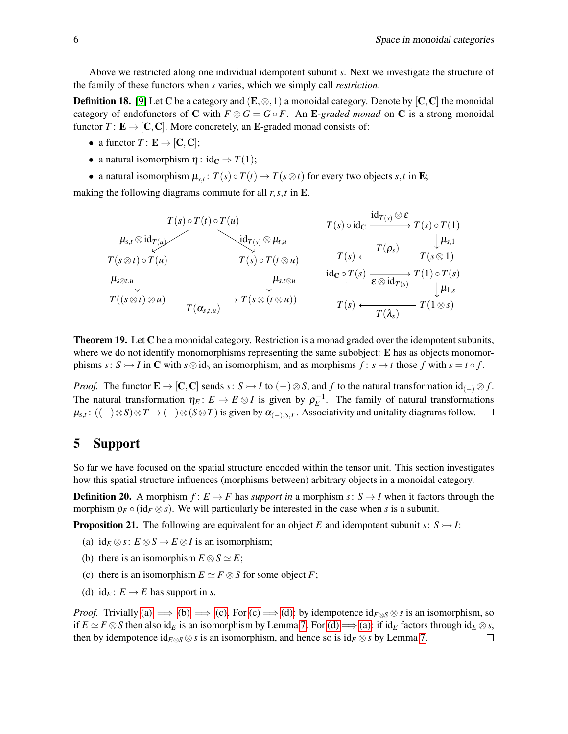Above we restricted along one individual idempotent subunit $s$. Next we investigate the structure of the family of these functors when $s$ varies, which we simply call *restriction*.

**Definition 18.** [9] Let $\mathbf{C}$ be a category and $(\mathbf{E}, \otimes, 1)$ a monoidal category. Denote by $[\mathbf{C}, \mathbf{C}]$ the monoidal category of endofunctors of $\mathbf{C}$ with $F \otimes G = G \circ F$. An $\mathbf{E}$*-graded monad* on $\mathbf{C}$ is a strong monoidal functor $T \colon \mathbf{E} \to [\mathbf{C}, \mathbf{C}]$. More concretely, an $\mathbf{E}$-graded monad consists of:

- a functor $T \colon \mathbf{E} \to [\mathbf{C}, \mathbf{C}]$;
- a natural isomorphism $\eta \colon \mathrm{id}_{\mathbf{C}} \Rightarrow T(1)$;
- a natural isomorphism $\mu_{s,t} \colon T(s) \circ T(t) \to T(s \otimes t)$ for every two objects $s, t$ in $\mathbf{E}$;

making the following diagrams commute for all $r, s, t$ in $\mathbf{E}$.

$$
\begin{array}{ccccc}
 & & T(s)\circ T(t)\circ T(u) & & \\
 & \swarrow^{\mu_{s,t}\otimes \mathrm{id}_{T(u)}} & & \searrow^{\mathrm{id}_{T(s)}\otimes \mu_{t,u}} & \\
T(s\otimes t)\circ T(u) & & & & T(s)\circ T(t\otimes u) \\
\downarrow{\mu_{s\otimes t,u}} & & & & \downarrow{\mu_{s,t\otimes u}} \\
T((s\otimes t)\otimes u) & & \xrightarrow{T(\alpha_{s,t,u})} & & T(s\otimes(t\otimes u))
\end{array}
$$

$$
\begin{array}{ccc}
T(s)\circ \mathrm{id}_{\mathbf{C}} & \xrightarrow{\mathrm{id}_{T(s)}\otimes \varepsilon} & T(s)\circ T(1) \\
\Big| & & \downarrow{\mu_{s,1}} \\
T(s) & \xleftarrow{T(\rho_s)} & T(s\otimes 1)
\end{array}
\qquad
\begin{array}{ccc}
\mathrm{id}_{\mathbf{C}}\circ T(s) & \xrightarrow{\varepsilon\otimes \mathrm{id}_{T(s)}} & T(1)\circ T(s) \\
\Big| & & \downarrow{\mu_{1,s}} \\
T(s) & \xleftarrow{T(\lambda_s)} & T(1\otimes s)
\end{array}
$$

**Theorem 19.** Let $\mathbf{C}$ be a monoidal category. Restriction is a monad graded over the idempotent subunits, where we do not identify monomorphisms representing the same subobject: $\mathbf{E}$ has as objects monomorphisms $s \colon S \rightarrowtail I$ in $\mathbf{C}$ with $s \otimes \mathrm{id}_S$ an isomorphism, and as morphisms $f \colon s \to t$ those $f$ with $s = t \circ f$.

*Proof.* The functor $\mathbf{E} \to [\mathbf{C}, \mathbf{C}]$ sends $s \colon S \rightarrowtail I$ to $(-) \otimes S$, and $f$ to the natural transformation $\mathrm{id}_{(-)} \otimes f$. The natural transformation $\eta_E \colon E \to E \otimes I$ is given by $\rho_E^{-1}$. The family of natural transformations $\mu_{s,t} \colon ((-) \otimes S) \otimes T \to (-) \otimes (S \otimes T)$ is given by $\alpha_{(-),S,T}$. Associativity and unitality diagrams follow. $\square$

## 5 Support

So far we have focused on the spatial structure encoded within the tensor unit. This section investigates how this spatial structure influences (morphisms between) arbitrary objects in a monoidal category.

**Definition 20.** A morphism $f \colon E \to F$ has *support in* a morphism $s \colon S \to I$ when it factors through the morphism $\rho_F \circ (\mathrm{id}_F \otimes s)$. We will particularly be interested in the case when $s$ is a subunit.

**Proposition 21.** The following are equivalent for an object $E$ and idempotent subunit $s \colon S \rightarrowtail I$:

(a) $\mathrm{id}_E \otimes s \colon E \otimes S \to E \otimes I$ is an isomorphism;

(b) there is an isomorphism $E \otimes S \simeq E$;

(c) there is an isomorphism $E \simeq F \otimes S$ for some object $F$;

(d) $\mathrm{id}_E \colon E \to E$ has support in $s$.

*Proof.* Trivially (a) $\implies$ (b) $\implies$ (c). For (c) $\implies$ (d): by idempotence $\mathrm{id}_{F \otimes S} \otimes s$ is an isomorphism, so if $E \simeq F \otimes S$ then also $\mathrm{id}_E$ is an isomorphism by Lemma 7. For (d) $\implies$ (a): if $\mathrm{id}_E$ factors through $\mathrm{id}_E \otimes s$, then by idempotence $\mathrm{id}_{E \otimes S} \otimes s$ is an isomorphism, and hence so is $\mathrm{id}_E \otimes s$ by Lemma 7. $\square$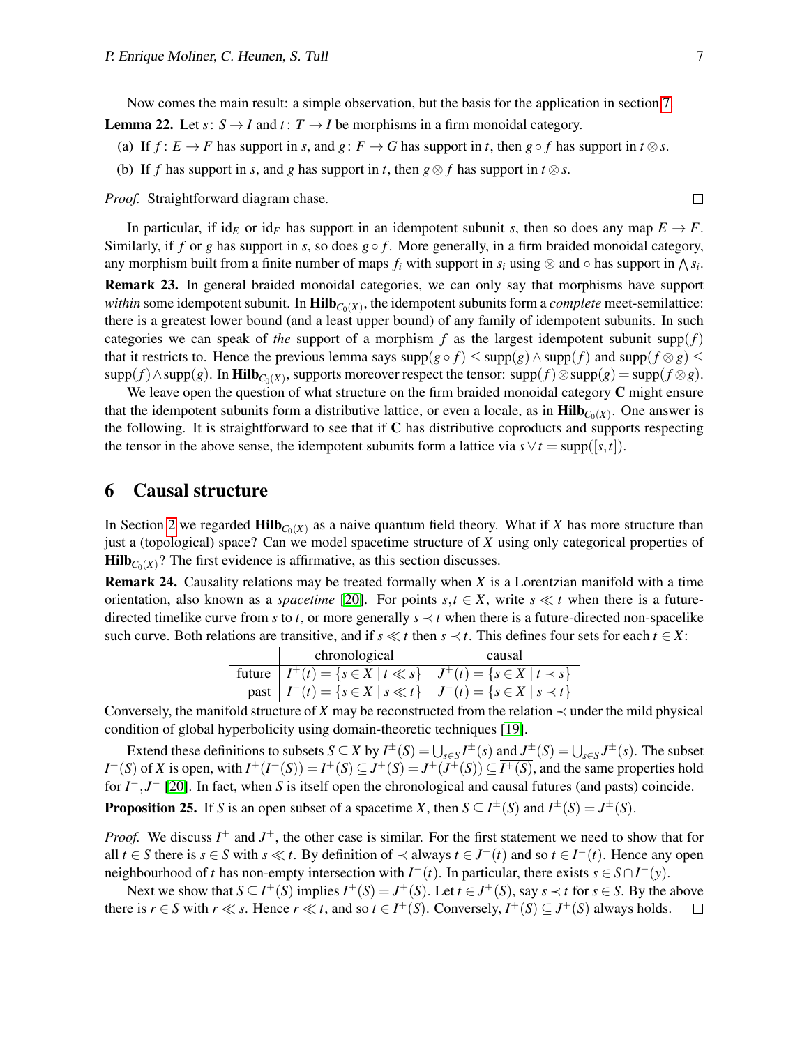Now comes the main result: a simple observation, but the basis for the application in section 7.

**Lemma 22.** Let $s\colon S \to I$ and $t\colon T \to I$ be morphisms in a firm monoidal category.

(a) If $f\colon E \to F$ has support in $s$, and $g\colon F \to G$ has support in $t$, then $g \circ f$ has support in $t \otimes s$.

(b) If $f$ has support in $s$, and $g$ has support in $t$, then $g \otimes f$ has support in $t \otimes s$.

*Proof.* Straightforward diagram chase. □

In particular, if $\mathrm{id}_E$ or $\mathrm{id}_F$ has support in an idempotent subunit $s$, then so does any map $E \to F$. Similarly, if $f$ or $g$ has support in $s$, so does $g \circ f$. More generally, in a firm braided monoidal category, any morphism built from a finite number of maps $f_i$ with support in $s_i$ using $\otimes$ and $\circ$ has support in $\bigwedge s_i$.

**Remark 23.** In general braided monoidal categories, we can only say that morphisms have support *within* some idempotent subunit. In $\mathbf{Hilb}_{C_0(X)}$, the idempotent subunits form a *complete* meet-semilattice: there is a greatest lower bound (and a least upper bound) of any family of idempotent subunits. In such categories we can speak of *the* support of a morphism $f$ as the largest idempotent subunit $\mathrm{supp}(f)$ that it restricts to. Hence the previous lemma says $\mathrm{supp}(g \circ f) \leq \mathrm{supp}(g) \wedge \mathrm{supp}(f)$ and $\mathrm{supp}(f \otimes g) \leq \mathrm{supp}(f) \wedge \mathrm{supp}(g)$. In $\mathbf{Hilb}_{C_0(X)}$, supports moreover respect the tensor: $\mathrm{supp}(f) \otimes \mathrm{supp}(g) = \mathrm{supp}(f \otimes g)$.

We leave open the question of what structure on the firm braided monoidal category $\mathbf{C}$ might ensure that the idempotent subunits form a distributive lattice, or even a locale, as in $\mathbf{Hilb}_{C_0(X)}$. One answer is the following. It is straightforward to see that if $\mathbf{C}$ has distributive coproducts and supports respecting the tensor in the above sense, the idempotent subunits form a lattice via $s \vee t = \mathrm{supp}([s,t])$.

## 6 Causal structure

In Section 2 we regarded $\mathbf{Hilb}_{C_0(X)}$ as a naive quantum field theory. What if $X$ has more structure than just a (topological) space? Can we model spacetime structure of $X$ using only categorical properties of $\mathbf{Hilb}_{C_0(X)}$? The first evidence is affirmative, as this section discusses.

**Remark 24.** Causality relations may be treated formally when $X$ is a Lorentzian manifold with a time orientation, also known as a *spacetime* [20]. For points $s,t \in X$, write $s \ll t$ when there is a future-directed timelike curve from $s$ to $t$, or more generally $s \prec t$ when there is a future-directed non-spacelike such curve. Both relations are transitive, and if $s \ll t$ then $s \prec t$. This defines four sets for each $t \in X$:

| | chronological | causal |
|---|---|---|
| future | $I^+(t) = \{s \in X \mid t \ll s\}$ | $J^+(t) = \{s \in X \mid t \prec s\}$ |
| past | $I^-(t) = \{s \in X \mid s \ll t\}$ | $J^-(t) = \{s \in X \mid s \prec t\}$ |

Conversely, the manifold structure of $X$ may be reconstructed from the relation $\prec$ under the mild physical condition of global hyperbolicity using domain-theoretic techniques [19].

Extend these definitions to subsets $S \subseteq X$ by $I^\pm(S) = \bigcup_{s \in S} I^\pm(s)$ and $J^\pm(S) = \bigcup_{s \in S} J^\pm(s)$. The subset $I^+(S)$ of $X$ is open, with $I^+(I^+(S)) = I^+(S) \subseteq J^+(S) = J^+(J^+(S)) \subseteq \overline{I^+(S)}$, and the same properties hold for $I^-, J^-$ [20]. In fact, when $S$ is itself open the chronological and causal futures (and pasts) coincide.

**Proposition 25.** If $S$ is an open subset of a spacetime $X$, then $S \subseteq I^\pm(S)$ and $I^\pm(S) = J^\pm(S)$.

*Proof.* We discuss $I^+$ and $J^+$, the other case is similar. For the first statement we need to show that for all $t \in S$ there is $s \in S$ with $s \ll t$. By definition of $\prec$ always $t \in J^-(t)$ and so $t \in \overline{I^-(t)}$. Hence any open neighbourhood of $t$ has non-empty intersection with $I^-(t)$. In particular, there exists $s \in S \cap I^-(y)$.

Next we show that $S \subseteq I^+(S)$ implies $I^+(S) = J^+(S)$. Let $t \in J^+(S)$, say $s \prec t$ for $s \in S$. By the above there is $r \in S$ with $r \ll s$. Hence $r \ll t$, and so $t \in I^+(S)$. Conversely, $I^+(S) \subseteq J^+(S)$ always holds. □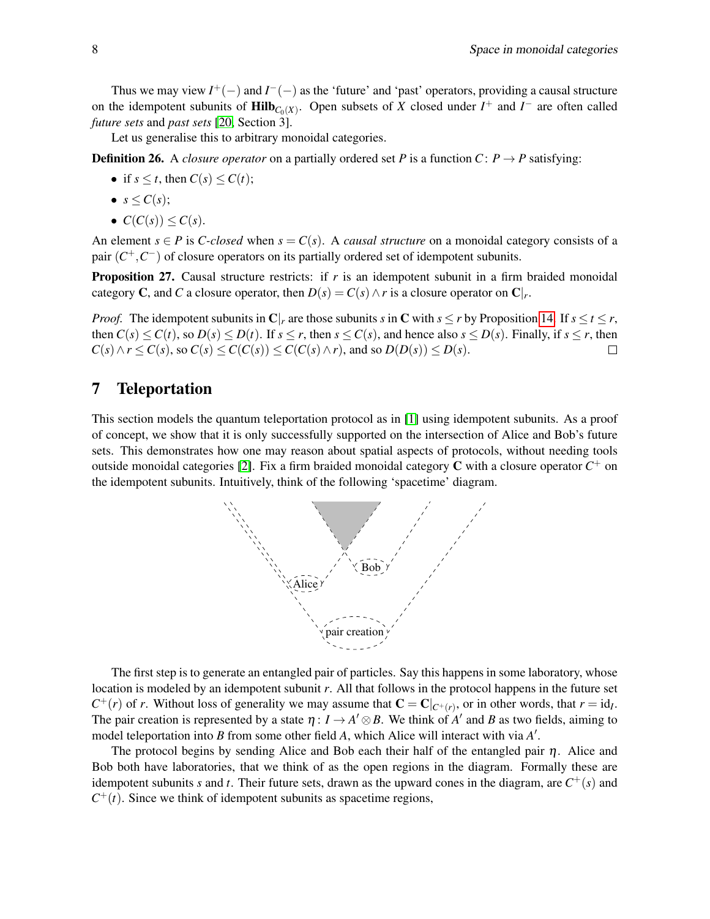Thus we may view $I^+(-)$ and $I^-(-)$ as the 'future' and 'past' operators, providing a causal structure on the idempotent subunits of $\mathbf{Hilb}_{C_0(X)}$. Open subsets of $X$ closed under $I^+$ and $I^-$ are often called *future sets* and *past sets* [20, Section 3].

Let us generalise this to arbitrary monoidal categories.

**Definition 26.** A *closure operator* on a partially ordered set $P$ is a function $C \colon P \to P$ satisfying:

- if $s \leq t$, then $C(s) \leq C(t)$;
- $s \leq C(s)$;
- $C(C(s)) \leq C(s)$.

An element $s \in P$ is *C-closed* when $s = C(s)$. A *causal structure* on a monoidal category consists of a pair $(C^+, C^-)$ of closure operators on its partially ordered set of idempotent subunits.

**Proposition 27.** Causal structure restricts: if $r$ is an idempotent subunit in a firm braided monoidal category $\mathbf{C}$, and $C$ a closure operator, then $D(s) = C(s) \wedge r$ is a closure operator on $\mathbf{C}|_r$.

*Proof.* The idempotent subunits in $\mathbf{C}|_r$ are those subunits $s$ in $\mathbf{C}$ with $s \leq r$ by Proposition 14. If $s \leq t \leq r$, then $C(s) \leq C(t)$, so $D(s) \leq D(t)$. If $s \leq r$, then $s \leq C(s)$, and hence also $s \leq D(s)$. Finally, if $s \leq r$, then $C(s) \wedge r \leq C(s)$, so $C(s) \leq C(C(s)) \leq C(C(s) \wedge r)$, and so $D(D(s)) \leq D(s)$. □

## 7 Teleportation

This section models the quantum teleportation protocol as in [1] using idempotent subunits. As a proof of concept, we show that it is only successfully supported on the intersection of Alice and Bob's future sets. This demonstrates how one may reason about spatial aspects of protocols, without needing tools outside monoidal categories [2]. Fix a firm braided monoidal category $\mathbf{C}$ with a closure operator $C^+$ on the idempotent subunits. Intuitively, think of the following 'spacetime' diagram.

The first step is to generate an entangled pair of particles. Say this happens in some laboratory, whose location is modeled by an idempotent subunit $r$. All that follows in the protocol happens in the future set $C^+(r)$ of $r$. Without loss of generality we may assume that $\mathbf{C} = \mathbf{C}|_{C^+(r)}$, or in other words, that $r = \mathrm{id}_I$. The pair creation is represented by a state $\eta \colon I \to A' \otimes B$. We think of $A'$ and $B$ as two fields, aiming to model teleportation into $B$ from some other field $A$, which Alice will interact with via $A'$.

The protocol begins by sending Alice and Bob each their half of the entangled pair $\eta$. Alice and Bob both have laboratories, that we think of as the open regions in the diagram. Formally these are idempotent subunits $s$ and $t$. Their future sets, drawn as the upward cones in the diagram, are $C^+(s)$ and $C^+(t)$. Since we think of idempotent subunits as spacetime regions,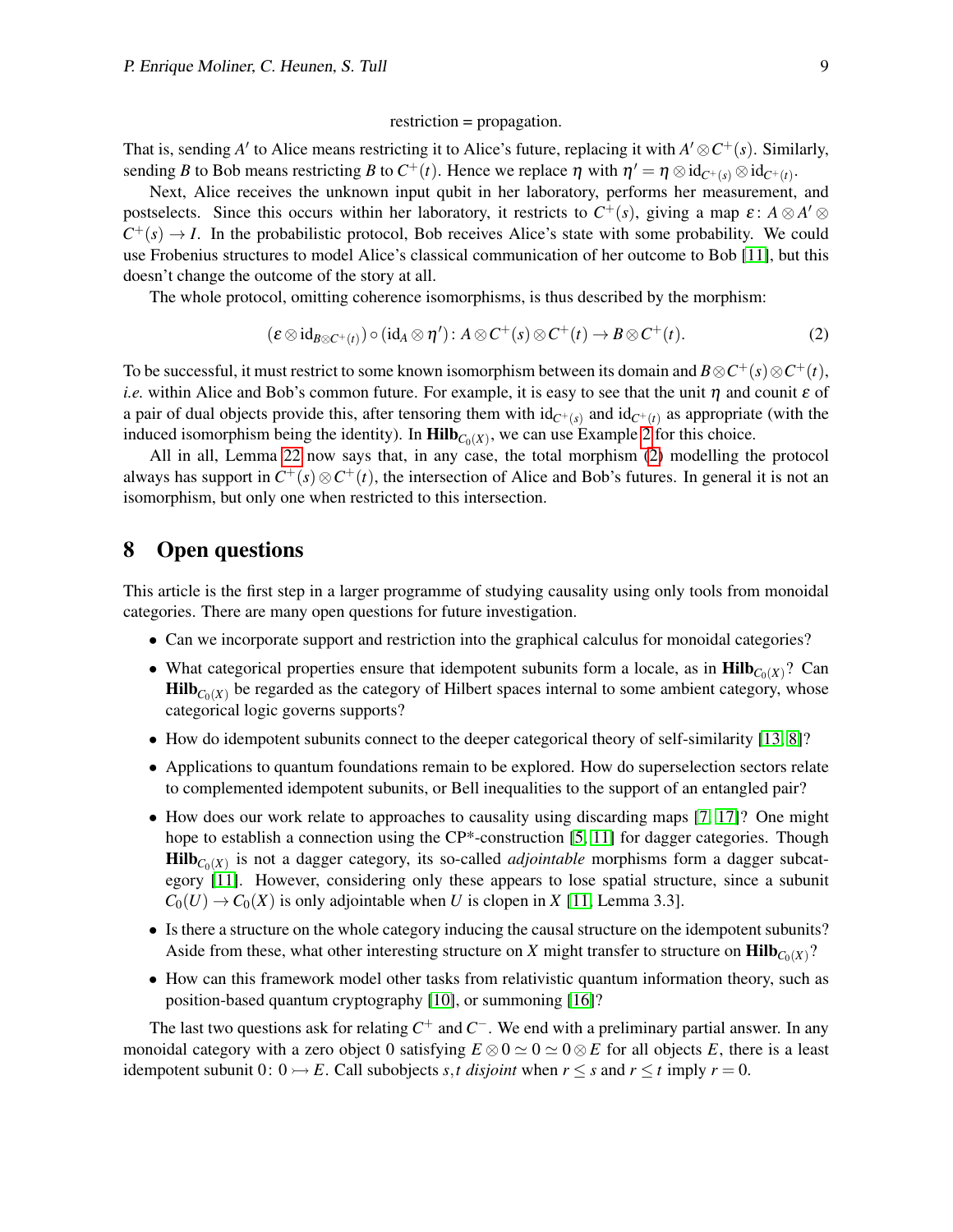restriction = propagation.

That is, sending $A'$ to Alice means restricting it to Alice's future, replacing it with $A' \otimes C^+(s)$. Similarly, sending $B$ to Bob means restricting $B$ to $C^+(t)$. Hence we replace $\eta$ with $\eta' = \eta \otimes \mathrm{id}_{C^+(s)} \otimes \mathrm{id}_{C^+(t)}$.

Next, Alice receives the unknown input qubit in her laboratory, performs her measurement, and postselects. Since this occurs within her laboratory, it restricts to $C^+(s)$, giving a map $\varepsilon \colon A \otimes A' \otimes C^+(s) \to I$. In the probabilistic protocol, Bob receives Alice's state with some probability. We could use Frobenius structures to model Alice's classical communication of her outcome to Bob [11], but this doesn't change the outcome of the story at all.

The whole protocol, omitting coherence isomorphisms, is thus described by the morphism:

$$(\varepsilon \otimes \mathrm{id}_{B \otimes C^+(t)}) \circ (\mathrm{id}_A \otimes \eta') \colon A \otimes C^+(s) \otimes C^+(t) \to B \otimes C^+(t). \tag{2}$$

To be successful, it must restrict to some known isomorphism between its domain and $B \otimes C^+(s) \otimes C^+(t)$, *i.e.* within Alice and Bob's common future. For example, it is easy to see that the unit $\eta$ and counit $\varepsilon$ of a pair of dual objects provide this, after tensoring them with $\mathrm{id}_{C^+(s)}$ and $\mathrm{id}_{C^+(t)}$ as appropriate (with the induced isomorphism being the identity). In $\mathbf{Hilb}_{C_0(X)}$, we can use Example 2 for this choice.

All in all, Lemma 22 now says that, in any case, the total morphism (2) modelling the protocol always has support in $C^+(s) \otimes C^+(t)$, the intersection of Alice and Bob's futures. In general it is not an isomorphism, but only one when restricted to this intersection.

# 8 Open questions

This article is the first step in a larger programme of studying causality using only tools from monoidal categories. There are many open questions for future investigation.

- Can we incorporate support and restriction into the graphical calculus for monoidal categories?
- What categorical properties ensure that idempotent subunits form a locale, as in $\mathbf{Hilb}_{C_0(X)}$? Can $\mathbf{Hilb}_{C_0(X)}$ be regarded as the category of Hilbert spaces internal to some ambient category, whose categorical logic governs supports?
- How do idempotent subunits connect to the deeper categorical theory of self-similarity [13, 8]?
- Applications to quantum foundations remain to be explored. How do superselection sectors relate to complemented idempotent subunits, or Bell inequalities to the support of an entangled pair?
- How does our work relate to approaches to causality using discarding maps [7, 17]? One might hope to establish a connection using the CP*-construction [5, 11] for dagger categories. Though $\mathbf{Hilb}_{C_0(X)}$ is not a dagger category, its so-called *adjointable* morphisms form a dagger subcategory [11]. However, considering only these appears to lose spatial structure, since a subunit $C_0(U) \to C_0(X)$ is only adjointable when $U$ is clopen in $X$ [11, Lemma 3.3].
- Is there a structure on the whole category inducing the causal structure on the idempotent subunits? Aside from these, what other interesting structure on $X$ might transfer to structure on $\mathbf{Hilb}_{C_0(X)}$?
- How can this framework model other tasks from relativistic quantum information theory, such as position-based quantum cryptography [10], or summoning [16]?

The last two questions ask for relating $C^+$ and $C^-$. We end with a preliminary partial answer. In any monoidal category with a zero object 0 satisfying $E \otimes 0 \simeq 0 \simeq 0 \otimes E$ for all objects $E$, there is a least idempotent subunit $0 \colon 0 \rightarrowtail E$. Call subobjects $s, t$ *disjoint* when $r \leq s$ and $r \leq t$ imply $r = 0$.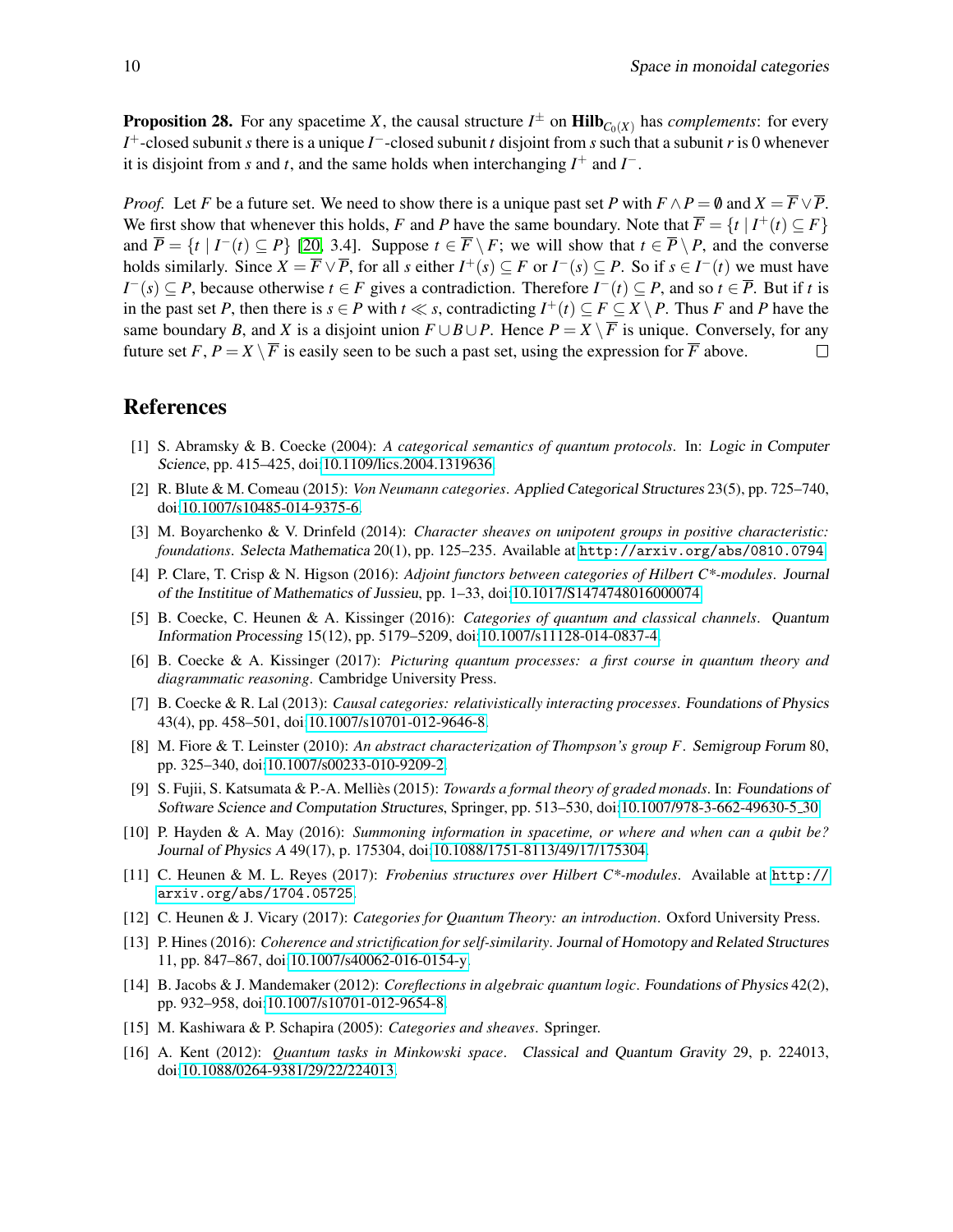**Proposition 28.** For any spacetime $X$, the causal structure $I^{\pm}$ on $\mathbf{Hilb}_{C_0(X)}$ has *complements*: for every $I^+$-closed subunit $s$ there is a unique $I^-$-closed subunit $t$ disjoint from $s$ such that a subunit $r$ is 0 whenever it is disjoint from $s$ and $t$, and the same holds when interchanging $I^+$ and $I^-$.

*Proof.* Let $F$ be a future set. We need to show there is a unique past set $P$ with $F \wedge P = \emptyset$ and $X = \overline{F} \vee \overline{P}$. We first show that whenever this holds, $F$ and $P$ have the same boundary. Note that $\overline{F} = \{t \mid I^+(t) \subseteq F\}$ and $\overline{P} = \{t \mid I^-(t) \subseteq P\}$ [20, 3.4]. Suppose $t \in \overline{F} \setminus F$; we will show that $t \in \overline{P} \setminus P$, and the converse holds similarly. Since $X = \overline{F} \vee \overline{P}$, for all $s$ either $I^+(s) \subseteq F$ or $I^-(s) \subseteq P$. So if $s \in I^-(t)$ we must have $I^-(s) \subseteq P$, because otherwise $t \in F$ gives a contradiction. Therefore $I^-(t) \subseteq P$, and so $t \in \overline{P}$. But if $t$ is in the past set $P$, then there is $s \in P$ with $t \ll s$, contradicting $I^+(t) \subseteq F \subseteq X \setminus P$. Thus $F$ and $P$ have the same boundary $B$, and $X$ is a disjoint union $F \cup B \cup P$. Hence $P = X \setminus \overline{F}$ is unique. Conversely, for any future set $F$, $P = X \setminus \overline{F}$ is easily seen to be such a past set, using the expression for $\overline{F}$ above. □

## References

[1] S. Abramsky & B. Coecke (2004): *A categorical semantics of quantum protocols*. In: Logic in Computer Science, pp. 415–425, doi:10.1109/lics.2004.1319636.

[2] R. Blute & M. Comeau (2015): *Von Neumann categories*. Applied Categorical Structures 23(5), pp. 725–740, doi:10.1007/s10485-014-9375-6.

[3] M. Boyarchenko & V. Drinfeld (2014): *Character sheaves on unipotent groups in positive characteristic: foundations*. Selecta Mathematica 20(1), pp. 125–235. Available at http://arxiv.org/abs/0810.0794.

[4] P. Clare, T. Crisp & N. Higson (2016): *Adjoint functors between categories of Hilbert C\*-modules*. Journal of the Institiute of Mathematics of Jussieu, pp. 1–33, doi:10.1017/S1474748016000074.

[5] B. Coecke, C. Heunen & A. Kissinger (2016): *Categories of quantum and classical channels*. Quantum Information Processing 15(12), pp. 5179–5209, doi:10.1007/s11128-014-0837-4.

[6] B. Coecke & A. Kissinger (2017): *Picturing quantum processes: a first course in quantum theory and diagrammatic reasoning*. Cambridge University Press.

[7] B. Coecke & R. Lal (2013): *Causal categories: relativistically interacting processes*. Foundations of Physics 43(4), pp. 458–501, doi:10.1007/s10701-012-9646-8.

[8] M. Fiore & T. Leinster (2010): *An abstract characterization of Thompson's group F*. Semigroup Forum 80, pp. 325–340, doi:10.1007/s00233-010-9209-2.

[9] S. Fujii, S. Katsumata & P.-A. Melliès (2015): *Towards a formal theory of graded monads*. In: Foundations of Software Science and Computation Structures, Springer, pp. 513–530, doi:10.1007/978-3-662-49630-5_30.

[10] P. Hayden & A. May (2016): *Summoning information in spacetime, or where and when can a qubit be?* Journal of Physics A 49(17), p. 175304, doi:10.1088/1751-8113/49/17/175304.

[11] C. Heunen & M. L. Reyes (2017): *Frobenius structures over Hilbert C\*-modules*. Available at http://arxiv.org/abs/1704.05725.

[12] C. Heunen & J. Vicary (2017): *Categories for Quantum Theory: an introduction*. Oxford University Press.

[13] P. Hines (2016): *Coherence and strictification for self-similarity*. Journal of Homotopy and Related Structures 11, pp. 847–867, doi:10.1007/s40062-016-0154-y.

[14] B. Jacobs & J. Mandemaker (2012): *Coreflections in algebraic quantum logic*. Foundations of Physics 42(2), pp. 932–958, doi:10.1007/s10701-012-9654-8.

[15] M. Kashiwara & P. Schapira (2005): *Categories and sheaves*. Springer.

[16] A. Kent (2012): *Quantum tasks in Minkowski space*. Classical and Quantum Gravity 29, p. 224013, doi:10.1088/0264-9381/29/22/224013.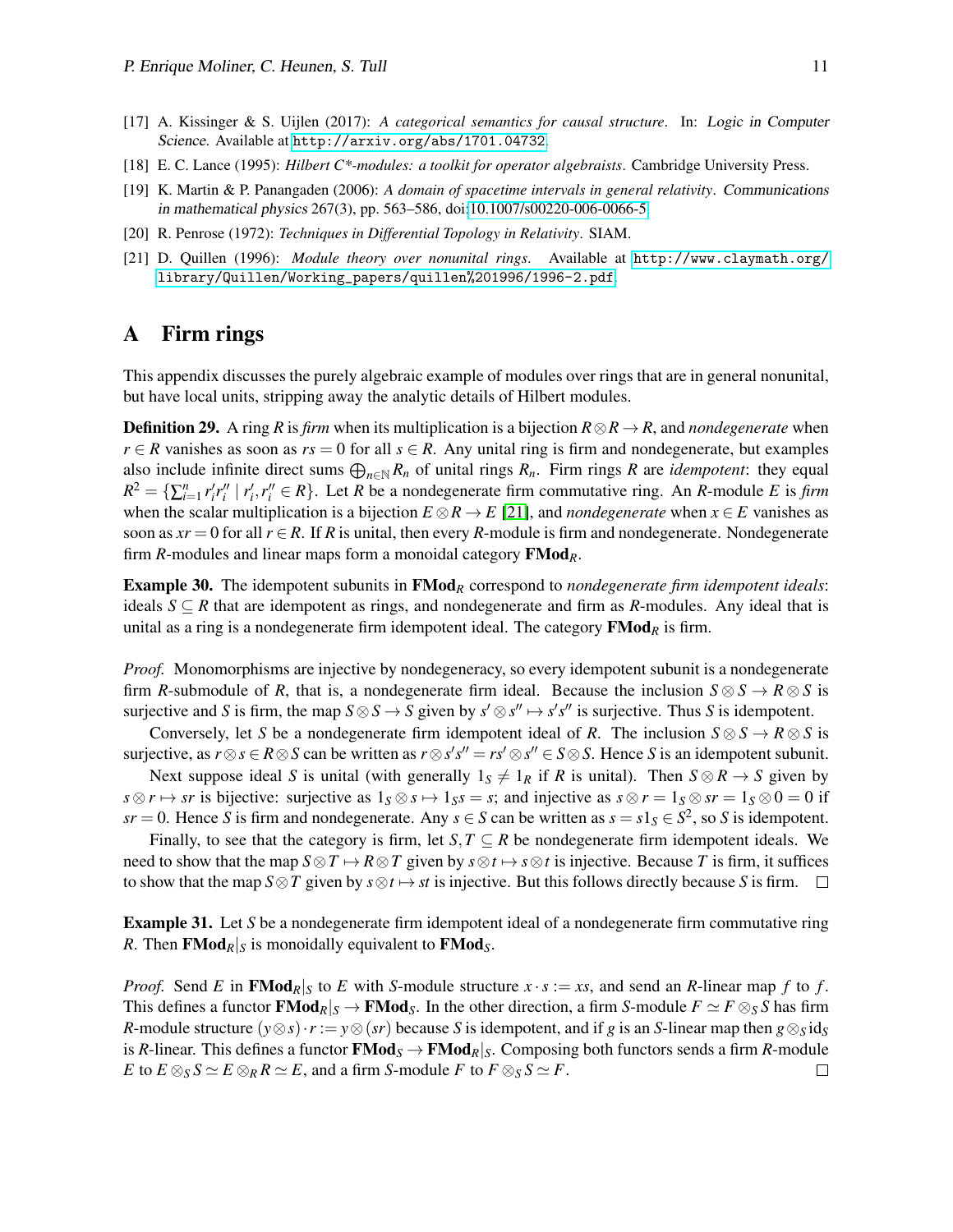[17] A. Kissinger & S. Uijlen (2017): *A categorical semantics for causal structure*. In: *Logic in Computer Science*. Available at http://arxiv.org/abs/1701.04732.

[18] E. C. Lance (1995): *Hilbert C*-modules: a toolkit for operator algebraists*. Cambridge University Press.

[19] K. Martin & P. Panangaden (2006): *A domain of spacetime intervals in general relativity*. *Communications in mathematical physics* 267(3), pp. 563–586, doi:10.1007/s00220-006-0066-5.

[20] R. Penrose (1972): *Techniques in Differential Topology in Relativity*. SIAM.

[21] D. Quillen (1996): *Module theory over nonunital rings*. Available at http://www.claymath.org/library/Quillen/Working_papers/quillen%201996/1996-2.pdf.

# A Firm rings

This appendix discusses the purely algebraic example of modules over rings that are in general nonunital, but have local units, stripping away the analytic details of Hilbert modules.

**Definition 29.** A ring $R$ is *firm* when its multiplication is a bijection $R \otimes R \to R$, and *nondegenerate* when $r \in R$ vanishes as soon as $rs = 0$ for all $s \in R$. Any unital ring is firm and nondegenerate, but examples also include infinite direct sums $\bigoplus_{n \in \mathbb{N}} R_n$ of unital rings $R_n$. Firm rings $R$ are *idempotent*: they equal $R^2 = \{\sum_{i=1}^{n} r_i' r_i'' \mid r_i', r_i'' \in R\}$. Let $R$ be a nondegenerate firm commutative ring. An $R$-module $E$ is *firm* when the scalar multiplication is a bijection $E \otimes R \to E$ [21], and *nondegenerate* when $x \in E$ vanishes as soon as $xr = 0$ for all $r \in R$. If $R$ is unital, then every $R$-module is firm and nondegenerate. Nondegenerate firm $R$-modules and linear maps form a monoidal category $\mathbf{FMod}_R$.

**Example 30.** The idempotent subunits in $\mathbf{FMod}_R$ correspond to *nondegenerate firm idempotent ideals*: ideals $S \subseteq R$ that are idempotent as rings, and nondegenerate and firm as $R$-modules. Any ideal that is unital as a ring is a nondegenerate firm idempotent ideal. The category $\mathbf{FMod}_R$ is firm.

*Proof.* Monomorphisms are injective by nondegeneracy, so every idempotent subunit is a nondegenerate firm $R$-submodule of $R$, that is, a nondegenerate firm ideal. Because the inclusion $S \otimes S \to R \otimes S$ is surjective and $S$ is firm, the map $S \otimes S \to S$ given by $s' \otimes s'' \mapsto s's''$ is surjective. Thus $S$ is idempotent.

Conversely, let $S$ be a nondegenerate firm idempotent ideal of $R$. The inclusion $S \otimes S \to R \otimes S$ is surjective, as $r \otimes s \in R \otimes S$ can be written as $r \otimes s's'' = rs' \otimes s'' \in S \otimes S$. Hence $S$ is an idempotent subunit.

Next suppose ideal $S$ is unital (with generally $1_S \neq 1_R$ if $R$ is unital). Then $S \otimes R \to S$ given by $s \otimes r \mapsto sr$ is bijective: surjective as $1_S \otimes s \mapsto 1_S s = s$; and injective as $s \otimes r = 1_S \otimes sr = 1_S \otimes 0 = 0$ if $sr = 0$. Hence $S$ is firm and nondegenerate. Any $s \in S$ can be written as $s = s1_S \in S^2$, so $S$ is idempotent.

Finally, to see that the category is firm, let $S, T \subseteq R$ be nondegenerate firm idempotent ideals. We need to show that the map $S \otimes T \mapsto R \otimes T$ given by $s \otimes t \mapsto s \otimes t$ is injective. Because $T$ is firm, it suffices to show that the map $S \otimes T$ given by $s \otimes t \mapsto st$ is injective. But this follows directly because $S$ is firm. $\square$

**Example 31.** Let $S$ be a nondegenerate firm idempotent ideal of a nondegenerate firm commutative ring $R$. Then $\mathbf{FMod}_R|_S$ is monoidally equivalent to $\mathbf{FMod}_S$.

*Proof.* Send $E$ in $\mathbf{FMod}_R|_S$ to $E$ with $S$-module structure $x \cdot s := xs$, and send an $R$-linear map $f$ to $f$. This defines a functor $\mathbf{FMod}_R|_S \to \mathbf{FMod}_S$. In the other direction, a firm $S$-module $F \simeq F \otimes_S S$ has firm $R$-module structure $(y \otimes s) \cdot r := y \otimes (sr)$ because $S$ is idempotent, and if $g$ is an $S$-linear map then $g \otimes_S \mathrm{id}_S$ is $R$-linear. This defines a functor $\mathbf{FMod}_S \to \mathbf{FMod}_R|_S$. Composing both functors sends a firm $R$-module $E$ to $E \otimes_S S \simeq E \otimes_R R \simeq E$, and a firm $S$-module $F$ to $F \otimes_S S \simeq F$. $\square$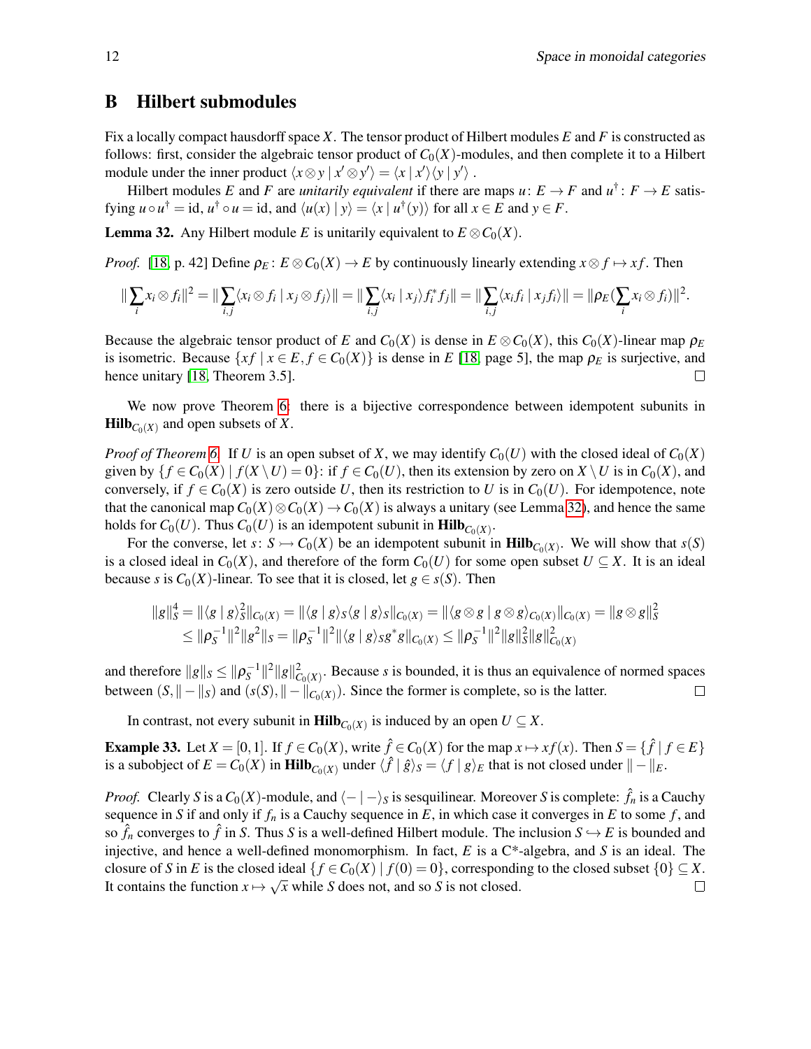## B Hilbert submodules

Fix a locally compact hausdorff space $X$. The tensor product of Hilbert modules $E$ and $F$ is constructed as follows: first, consider the algebraic tensor product of $C_0(X)$-modules, and then complete it to a Hilbert module under the inner product $\langle x \otimes y \mid x' \otimes y' \rangle = \langle x \mid x' \rangle \langle y \mid y' \rangle$ .

Hilbert modules $E$ and $F$ are *unitarily equivalent* if there are maps $u \colon E \to F$ and $u^\dagger \colon F \to E$ satisfying $u \circ u^\dagger = \mathrm{id}$, $u^\dagger \circ u = \mathrm{id}$, and $\langle u(x) \mid y \rangle = \langle x \mid u^\dagger(y) \rangle$ for all $x \in E$ and $y \in F$.

**Lemma 32.** Any Hilbert module $E$ is unitarily equivalent to $E \otimes C_0(X)$.

*Proof.* [18, p. 42] Define $\rho_E \colon E \otimes C_0(X) \to E$ by continuously linearly extending $x \otimes f \mapsto xf$. Then

$$\| \sum_i x_i \otimes f_i \|^2 = \| \sum_{i,j} \langle x_i \otimes f_i \mid x_j \otimes f_j \rangle \| = \| \sum_{i,j} \langle x_i \mid x_j \rangle f_i^* f_j \| = \| \sum_{i,j} \langle x_i f_i \mid x_j f_i \rangle \| = \| \rho_E (\sum_i x_i \otimes f_i) \|^2 .$$

Because the algebraic tensor product of $E$ and $C_0(X)$ is dense in $E \otimes C_0(X)$, this $C_0(X)$-linear map $\rho_E$ is isometric. Because $\{xf \mid x \in E, f \in C_0(X)\}$ is dense in $E$ [18, page 5], the map $\rho_E$ is surjective, and hence unitary [18, Theorem 3.5]. ☐

We now prove Theorem 6: there is a bijective correspondence between idempotent subunits in $\mathbf{Hilb}_{C_0(X)}$ and open subsets of $X$.

*Proof of Theorem 6.* If $U$ is an open subset of $X$, we may identify $C_0(U)$ with the closed ideal of $C_0(X)$ given by $\{f \in C_0(X) \mid f(X \setminus U) = 0\}$: if $f \in C_0(U)$, then its extension by zero on $X \setminus U$ is in $C_0(X)$, and conversely, if $f \in C_0(X)$ is zero outside $U$, then its restriction to $U$ is in $C_0(U)$. For idempotence, note that the canonical map $C_0(X) \otimes C_0(X) \to C_0(X)$ is always a unitary (see Lemma 32), and hence the same holds for $C_0(U)$. Thus $C_0(U)$ is an idempotent subunit in $\mathbf{Hilb}_{C_0(X)}$.

For the converse, let $s \colon S \rightarrowtail C_0(X)$ be an idempotent subunit in $\mathbf{Hilb}_{C_0(X)}$. We will show that $s(S)$ is a closed ideal in $C_0(X)$, and therefore of the form $C_0(U)$ for some open subset $U \subseteq X$. It is an ideal because $s$ is $C_0(X)$-linear. To see that it is closed, let $g \in s(S)$. Then

$$\begin{aligned} \|g\|_S^4 &= \|\langle g \mid g \rangle_S^2\|_{C_0(X)} = \|\langle g \mid g \rangle_S \langle g \mid g \rangle_S\|_{C_0(X)} = \|\langle g \otimes g \mid g \otimes g \rangle_{C_0(X)}\|_{C_0(X)} = \|g \otimes g\|_S^2 \\ &\leq \|\rho_S^{-1}\|^2 \|g^2\|_S = \|\rho_S^{-1}\|^2 \|\langle g \mid g \rangle_S g^* g\|_{C_0(X)} \leq \|\rho_S^{-1}\|^2 \|g\|_S^2 \|g\|_{C_0(X)}^2 \end{aligned}$$

and therefore $\|g\|_S \leq \|\rho_S^{-1}\|^2 \|g\|_{C_0(X)}^2$. Because $s$ is bounded, it is thus an equivalence of normed spaces between $(S, \| - \|_S)$ and $(s(S), \| - \|_{C_0(X)})$. Since the former is complete, so is the latter. ☐

In contrast, not every subunit in $\mathbf{Hilb}_{C_0(X)}$ is induced by an open $U \subseteq X$.

**Example 33.** Let $X = [0,1]$. If $f \in C_0(X)$, write $\hat{f} \in C_0(X)$ for the map $x \mapsto x f(x)$. Then $S = \{\hat{f} \mid f \in E\}$ is a subobject of $E = C_0(X)$ in $\mathbf{Hilb}_{C_0(X)}$ under $\langle \hat{f} \mid \hat{g} \rangle_S = \langle f \mid g \rangle_E$ that is not closed under $\| - \|_E$.

*Proof.* Clearly $S$ is a $C_0(X)$-module, and $\langle - \mid - \rangle_S$ is sesquilinear. Moreover $S$ is complete: $\hat{f}_n$ is a Cauchy sequence in $S$ if and only if $f_n$ is a Cauchy sequence in $E$, in which case it converges in $E$ to some $f$, and so $\hat{f}_n$ converges to $\hat{f}$ in $S$. Thus $S$ is a well-defined Hilbert module. The inclusion $S \hookrightarrow E$ is bounded and injective, and hence a well-defined monomorphism. In fact, $E$ is a C\*-algebra, and $S$ is an ideal. The closure of $S$ in $E$ is the closed ideal $\{f \in C_0(X) \mid f(0) = 0\}$, corresponding to the closed subset $\{0\} \subseteq X$. It contains the function $x \mapsto \sqrt{x}$ while $S$ does not, and so $S$ is not closed. ☐